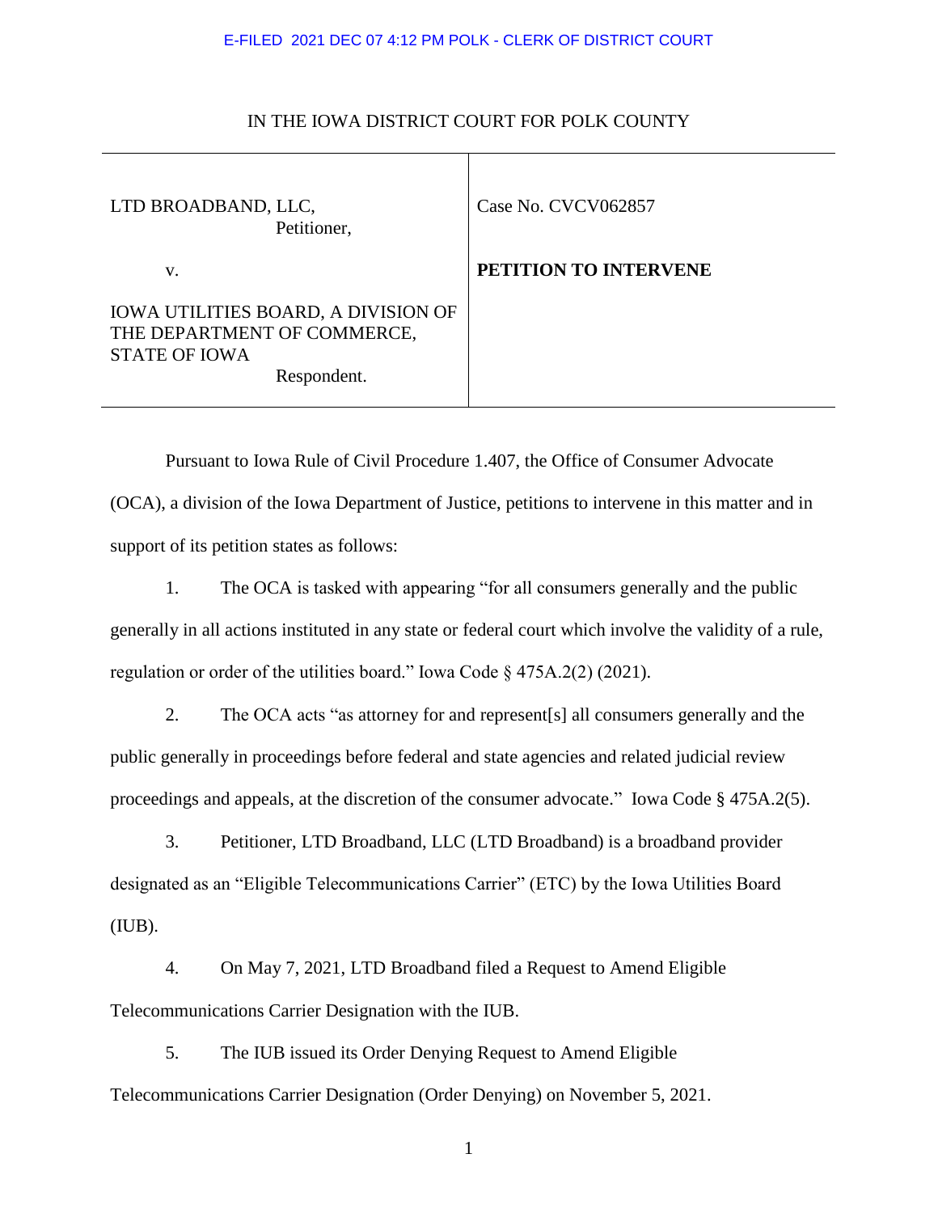E-FILED 2021 DEC 07 4:12 PM POLK - CLERK OF DISTRICT COURT

IN THE IOWA DISTRICT COURT FOR POLK COUNTY

| | |
|---|---|
| LTD BROADBAND, LLC,<br>Petitioner,<br><br>v.<br><br>IOWA UTILITIES BOARD, A DIVISION OF THE DEPARTMENT OF COMMERCE, STATE OF IOWA<br>Respondent. | Case No. CVCV062857<br><br>**PETITION TO INTERVENE** |

Pursuant to Iowa Rule of Civil Procedure 1.407, the Office of Consumer Advocate (OCA), a division of the Iowa Department of Justice, petitions to intervene in this matter and in support of its petition states as follows:

1. The OCA is tasked with appearing "for all consumers generally and the public generally in all actions instituted in any state or federal court which involve the validity of a rule, regulation or order of the utilities board." Iowa Code § 475A.2(2) (2021).

2. The OCA acts "as attorney for and represent[s] all consumers generally and the public generally in proceedings before federal and state agencies and related judicial review proceedings and appeals, at the discretion of the consumer advocate." Iowa Code § 475A.2(5).

3. Petitioner, LTD Broadband, LLC (LTD Broadband) is a broadband provider designated as an "Eligible Telecommunications Carrier" (ETC) by the Iowa Utilities Board (IUB).

4. On May 7, 2021, LTD Broadband filed a Request to Amend Eligible Telecommunications Carrier Designation with the IUB.

5. The IUB issued its Order Denying Request to Amend Eligible Telecommunications Carrier Designation (Order Denying) on November 5, 2021.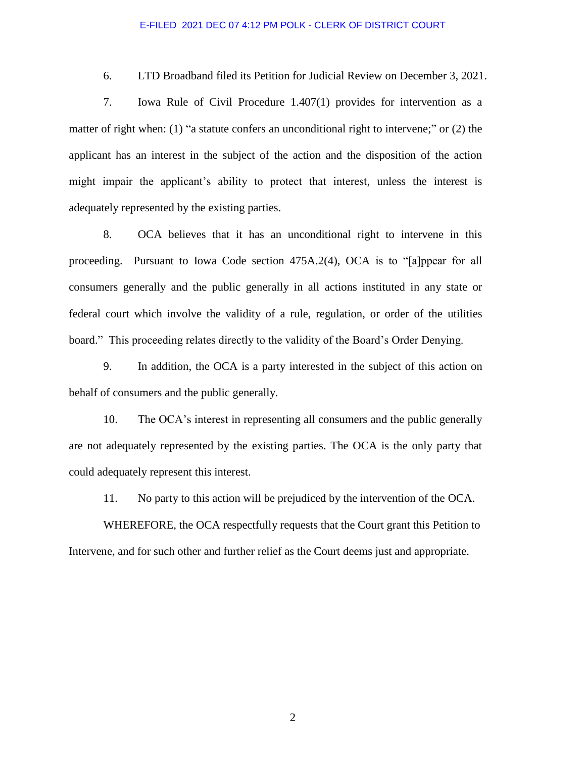6. LTD Broadband filed its Petition for Judicial Review on December 3, 2021.

7. Iowa Rule of Civil Procedure 1.407(1) provides for intervention as a matter of right when: (1) "a statute confers an unconditional right to intervene;" or (2) the applicant has an interest in the subject of the action and the disposition of the action might impair the applicant's ability to protect that interest, unless the interest is adequately represented by the existing parties.

8. OCA believes that it has an unconditional right to intervene in this proceeding. Pursuant to Iowa Code section 475A.2(4), OCA is to "[a]ppear for all consumers generally and the public generally in all actions instituted in any state or federal court which involve the validity of a rule, regulation, or order of the utilities board." This proceeding relates directly to the validity of the Board's Order Denying.

9. In addition, the OCA is a party interested in the subject of this action on behalf of consumers and the public generally.

10. The OCA's interest in representing all consumers and the public generally are not adequately represented by the existing parties. The OCA is the only party that could adequately represent this interest.

11. No party to this action will be prejudiced by the intervention of the OCA.

WHEREFORE, the OCA respectfully requests that the Court grant this Petition to Intervene, and for such other and further relief as the Court deems just and appropriate.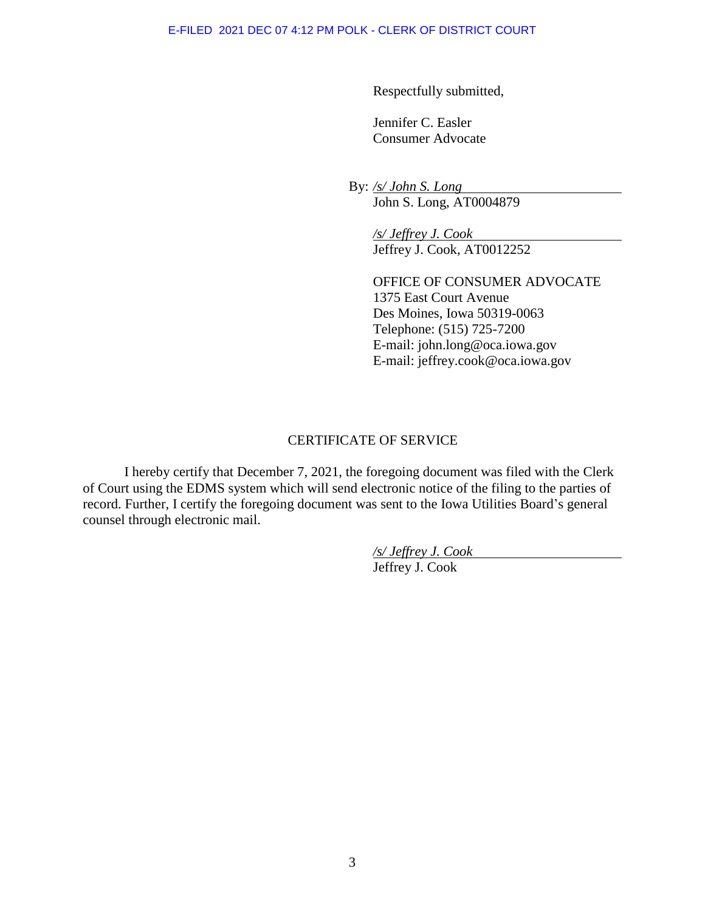Respectfully submitted,

Jennifer C. Easler
Consumer Advocate

By: */s/ John S. Long*
John S. Long, AT0004879

*/s/ Jeffrey J. Cook*
Jeffrey J. Cook, AT0012252

OFFICE OF CONSUMER ADVOCATE
1375 East Court Avenue
Des Moines, Iowa 50319-0063
Telephone: (515) 725-7200
E-mail: john.long@oca.iowa.gov
E-mail: jeffrey.cook@oca.iowa.gov

## CERTIFICATE OF SERVICE

I hereby certify that December 7, 2021, the foregoing document was filed with the Clerk of Court using the EDMS system which will send electronic notice of the filing to the parties of record. Further, I certify the foregoing document was sent to the Iowa Utilities Board's general counsel through electronic mail.

*/s/ Jeffrey J. Cook*
Jeffrey J. Cook